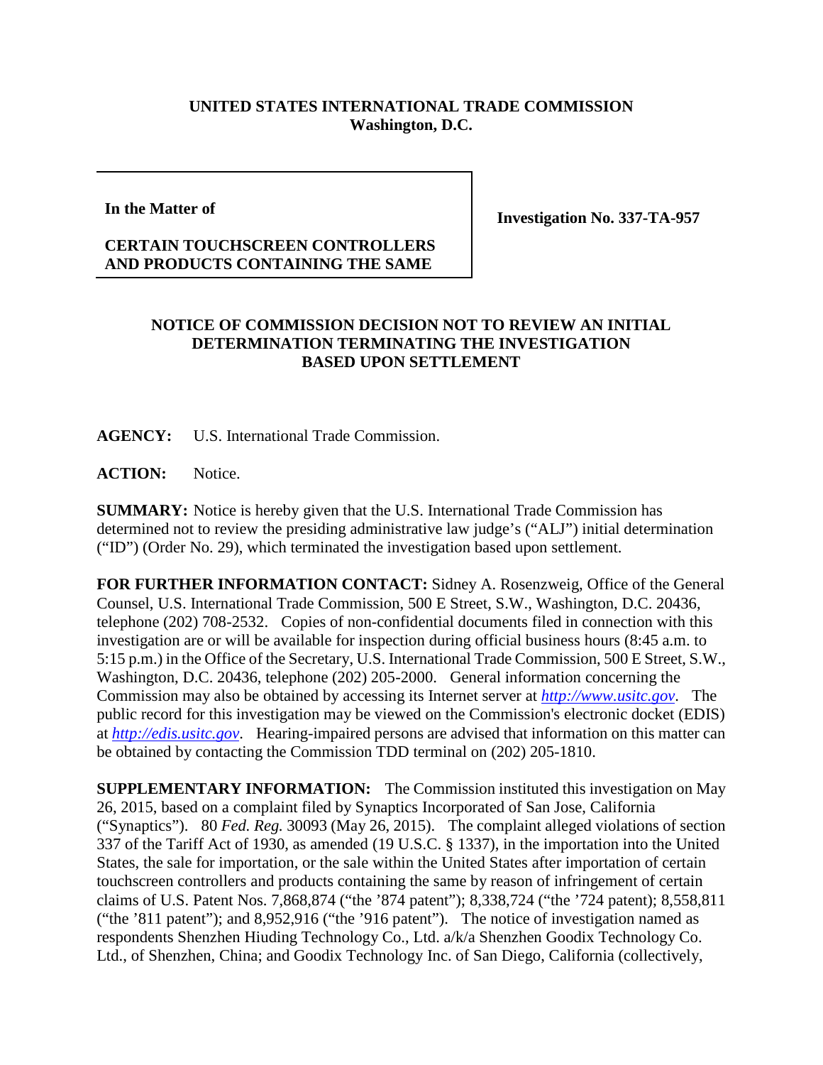**UNITED STATES INTERNATIONAL TRADE COMMISSION**
**Washington, D.C.**

| **In the Matter of**<br><br>**CERTAIN TOUCHSCREEN CONTROLLERS AND PRODUCTS CONTAINING THE SAME** | **Investigation No. 337-TA-957** |
|---|---|

**NOTICE OF COMMISSION DECISION NOT TO REVIEW AN INITIAL DETERMINATION TERMINATING THE INVESTIGATION BASED UPON SETTLEMENT**

**AGENCY:** U.S. International Trade Commission.

**ACTION:** Notice.

**SUMMARY:** Notice is hereby given that the U.S. International Trade Commission has determined not to review the presiding administrative law judge's ("ALJ") initial determination ("ID") (Order No. 29), which terminated the investigation based upon settlement.

**FOR FURTHER INFORMATION CONTACT:** Sidney A. Rosenzweig, Office of the General Counsel, U.S. International Trade Commission, 500 E Street, S.W., Washington, D.C. 20436, telephone (202) 708-2532. Copies of non-confidential documents filed in connection with this investigation are or will be available for inspection during official business hours (8:45 a.m. to 5:15 p.m.) in the Office of the Secretary, U.S. International Trade Commission, 500 E Street, S.W., Washington, D.C. 20436, telephone (202) 205-2000. General information concerning the Commission may also be obtained by accessing its Internet server at *http://www.usitc.gov*. The public record for this investigation may be viewed on the Commission's electronic docket (EDIS) at *http://edis.usitc.gov*. Hearing-impaired persons are advised that information on this matter can be obtained by contacting the Commission TDD terminal on (202) 205-1810.

**SUPPLEMENTARY INFORMATION:** The Commission instituted this investigation on May 26, 2015, based on a complaint filed by Synaptics Incorporated of San Jose, California ("Synaptics"). 80 *Fed. Reg.* 30093 (May 26, 2015). The complaint alleged violations of section 337 of the Tariff Act of 1930, as amended (19 U.S.C. § 1337), in the importation into the United States, the sale for importation, or the sale within the United States after importation of certain touchscreen controllers and products containing the same by reason of infringement of certain claims of U.S. Patent Nos. 7,868,874 ("the '874 patent"); 8,338,724 ("the '724 patent); 8,558,811 ("the '811 patent"); and 8,952,916 ("the '916 patent"). The notice of investigation named as respondents Shenzhen Hiuding Technology Co., Ltd. a/k/a Shenzhen Goodix Technology Co. Ltd., of Shenzhen, China; and Goodix Technology Inc. of San Diego, California (collectively,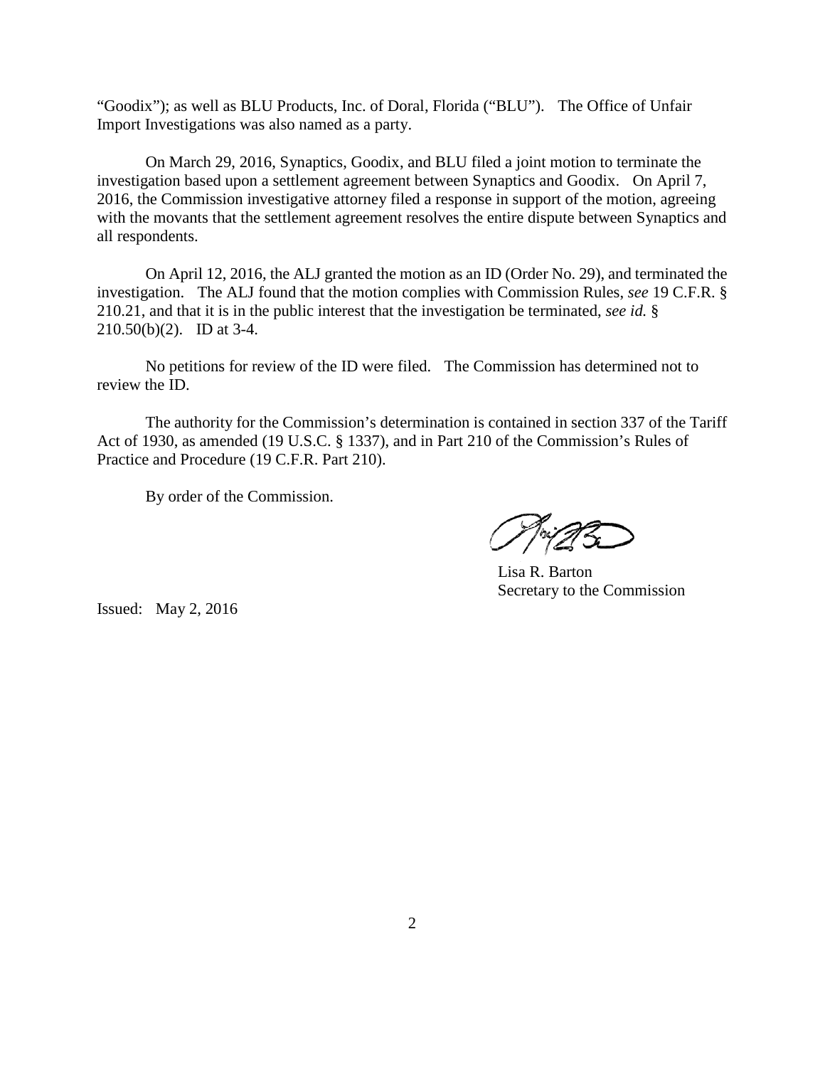"Goodix"); as well as BLU Products, Inc. of Doral, Florida ("BLU"). The Office of Unfair Import Investigations was also named as a party.

On March 29, 2016, Synaptics, Goodix, and BLU filed a joint motion to terminate the investigation based upon a settlement agreement between Synaptics and Goodix. On April 7, 2016, the Commission investigative attorney filed a response in support of the motion, agreeing with the movants that the settlement agreement resolves the entire dispute between Synaptics and all respondents.

On April 12, 2016, the ALJ granted the motion as an ID (Order No. 29), and terminated the investigation. The ALJ found that the motion complies with Commission Rules, *see* 19 C.F.R. § 210.21, and that it is in the public interest that the investigation be terminated, *see id.* § 210.50(b)(2). ID at 3-4.

No petitions for review of the ID were filed. The Commission has determined not to review the ID.

The authority for the Commission's determination is contained in section 337 of the Tariff Act of 1930, as amended (19 U.S.C. § 1337), and in Part 210 of the Commission's Rules of Practice and Procedure (19 C.F.R. Part 210).

By order of the Commission.

Lisa R. Barton
Secretary to the Commission

Issued: May 2, 2016